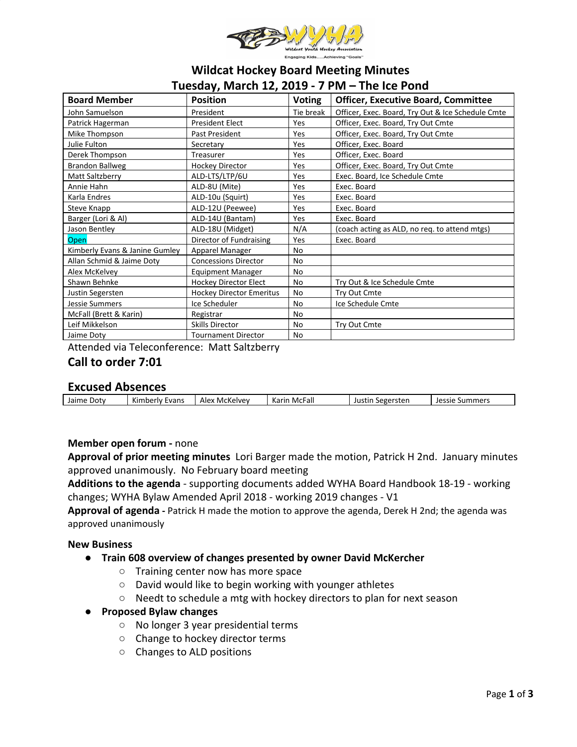# Wildcat Hockey Board Meeting Minutes

## Tuesday, March 12, 2019 - 7 PM – The Ice Pond

| Board Member | Position | Voting | Officer, Executive Board, Committee |
|---|---|---|---|
| John Samuelson | President | Tie break | Officer, Exec. Board, Try Out & Ice Schedule Cmte |
| Patrick Hagerman | President Elect | Yes | Officer, Exec. Board, Try Out Cmte |
| Mike Thompson | Past President | Yes | Officer, Exec. Board, Try Out Cmte |
| Julie Fulton | Secretary | Yes | Officer, Exec. Board |
| Derek Thompson | Treasurer | Yes | Officer, Exec. Board |
| Brandon Ballweg | Hockey Director | Yes | Officer, Exec. Board, Try Out Cmte |
| Matt Saltzberry | ALD-LTS/LTP/6U | Yes | Exec. Board, Ice Schedule Cmte |
| Annie Hahn | ALD-8U (Mite) | Yes | Exec. Board |
| Karla Endres | ALD-10u (Squirt) | Yes | Exec. Board |
| Steve Knapp | ALD-12U (Peewee) | Yes | Exec. Board |
| Barger (Lori & Al) | ALD-14U (Bantam) | Yes | Exec. Board |
| Jason Bentley | ALD-18U (Midget) | N/A | (coach acting as ALD, no req. to attend mtgs) |
| Open | Director of Fundraising | Yes | Exec. Board |
| Kimberly Evans & Janine Gumley | Apparel Manager | No | |
| Allan Schmid & Jaime Doty | Concessions Director | No | |
| Alex McKelvey | Equipment Manager | No | |
| Shawn Behnke | Hockey Director Elect | No | Try Out & Ice Schedule Cmte |
| Justin Segersten | Hockey Director Emeritus | No | Try Out Cmte |
| Jessie Summers | Ice Scheduler | No | Ice Schedule Cmte |
| McFall (Brett & Karin) | Registrar | No | |
| Leif Mikkelson | Skills Director | No | Try Out Cmte |
| Jaime Doty | Tournament Director | No | |

Attended via Teleconference: Matt Saltzberry

## Call to order 7:01

## Excused Absences

| Jaime Doty | Kimberly Evans | Alex McKelvey | Karin McFall | Justin Segersten | Jessie Summers |
|---|---|---|---|---|---|

**Member open forum -** none

**Approval of prior meeting minutes** Lori Barger made the motion, Patrick H 2nd. January minutes approved unanimously. No February board meeting

**Additions to the agenda** - supporting documents added WYHA Board Handbook 18-19 - working changes; WYHA Bylaw Amended April 2018 - working 2019 changes - V1

**Approval of agenda -** Patrick H made the motion to approve the agenda, Derek H 2nd; the agenda was approved unanimously

**New Business**

- **Train 608 overview of changes presented by owner David McKercher**
  - Training center now has more space
  - David would like to begin working with younger athletes
  - Needt to schedule a mtg with hockey directors to plan for next season
- **Proposed Bylaw changes**
  - No longer 3 year presidential terms
  - Change to hockey director terms
  - Changes to ALD positions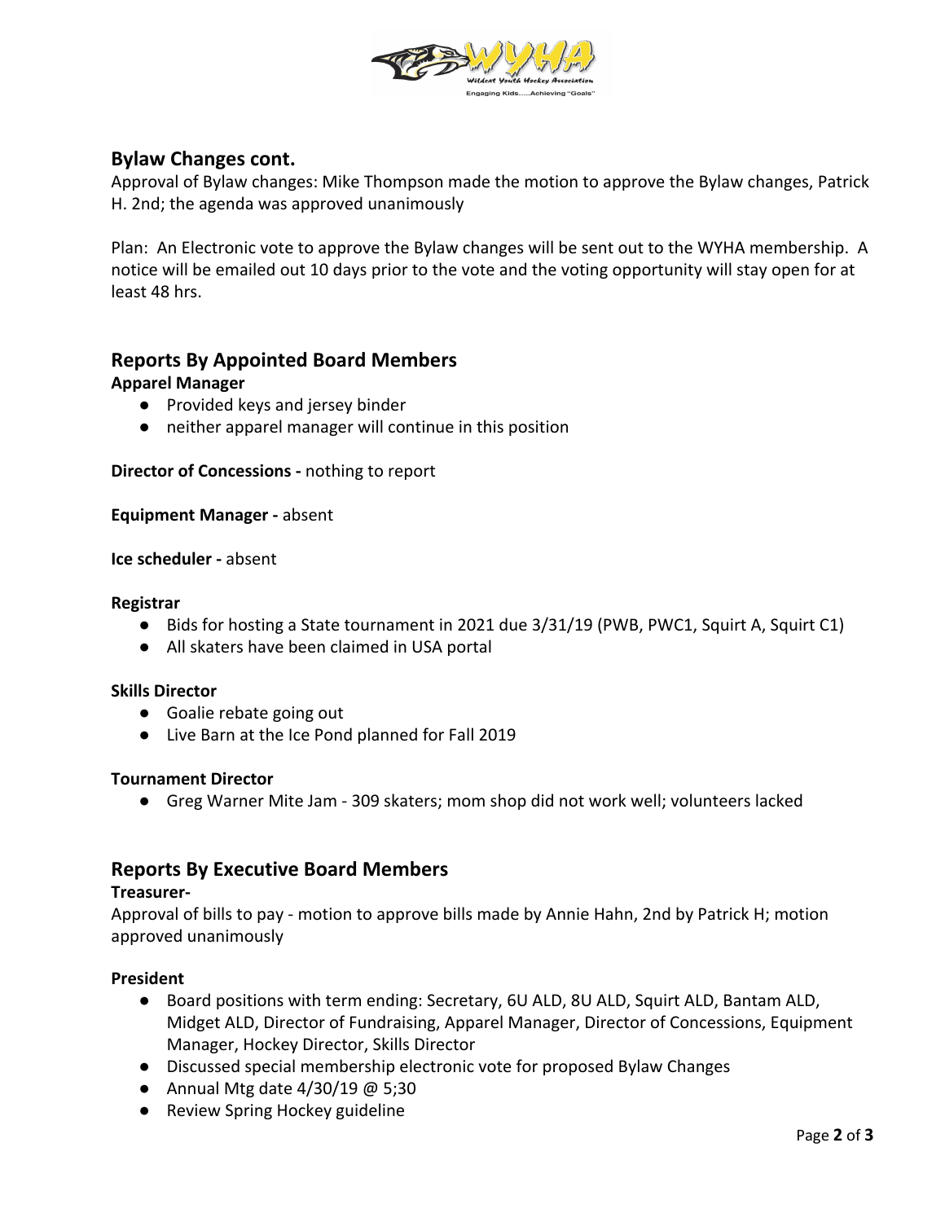## Bylaw Changes cont.

Approval of Bylaw changes: Mike Thompson made the motion to approve the Bylaw changes, Patrick H. 2nd; the agenda was approved unanimously

Plan: An Electronic vote to approve the Bylaw changes will be sent out to the WYHA membership. A notice will be emailed out 10 days prior to the vote and the voting opportunity will stay open for at least 48 hrs.

## Reports By Appointed Board Members

**Apparel Manager**

- Provided keys and jersey binder
- neither apparel manager will continue in this position

**Director of Concessions -** nothing to report

**Equipment Manager -** absent

**Ice scheduler -** absent

**Registrar**

- Bids for hosting a State tournament in 2021 due 3/31/19 (PWB, PWC1, Squirt A, Squirt C1)
- All skaters have been claimed in USA portal

**Skills Director**

- Goalie rebate going out
- Live Barn at the Ice Pond planned for Fall 2019

**Tournament Director**

- Greg Warner Mite Jam - 309 skaters; mom shop did not work well; volunteers lacked

## Reports By Executive Board Members

**Treasurer-**

Approval of bills to pay - motion to approve bills made by Annie Hahn, 2nd by Patrick H; motion approved unanimously

**President**

- Board positions with term ending: Secretary, 6U ALD, 8U ALD, Squirt ALD, Bantam ALD, Midget ALD, Director of Fundraising, Apparel Manager, Director of Concessions, Equipment Manager, Hockey Director, Skills Director
- Discussed special membership electronic vote for proposed Bylaw Changes
- Annual Mtg date 4/30/19 @ 5;30
- Review Spring Hockey guideline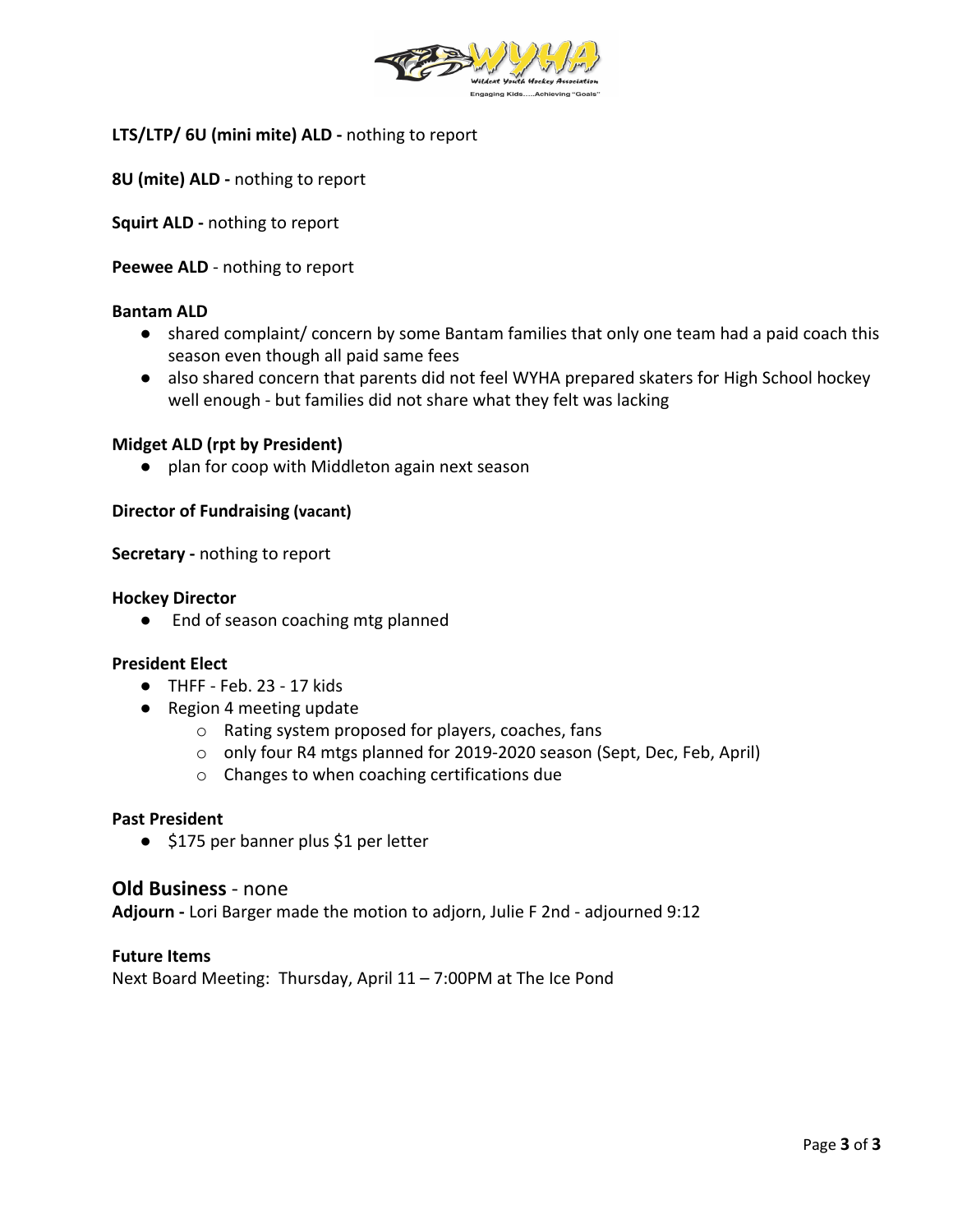**LTS/LTP/ 6U (mini mite) ALD -** nothing to report

**8U (mite) ALD -** nothing to report

**Squirt ALD -** nothing to report

**Peewee ALD** - nothing to report

**Bantam ALD**

- shared complaint/ concern by some Bantam families that only one team had a paid coach this season even though all paid same fees
- also shared concern that parents did not feel WYHA prepared skaters for High School hockey well enough - but families did not share what they felt was lacking

**Midget ALD (rpt by President)**

- plan for coop with Middleton again next season

**Director of Fundraising (vacant)**

**Secretary -** nothing to report

**Hockey Director**

- End of season coaching mtg planned

**President Elect**

- THFF - Feb. 23 - 17 kids
- Region 4 meeting update
    - Rating system proposed for players, coaches, fans
    - only four R4 mtgs planned for 2019-2020 season (Sept, Dec, Feb, April)
    - Changes to when coaching certifications due

**Past President**

- $175 per banner plus $1 per letter

## Old Business - none

**Adjourn -** Lori Barger made the motion to adjorn, Julie F 2nd - adjourned 9:12

**Future Items**

Next Board Meeting: Thursday, April 11 – 7:00PM at The Ice Pond